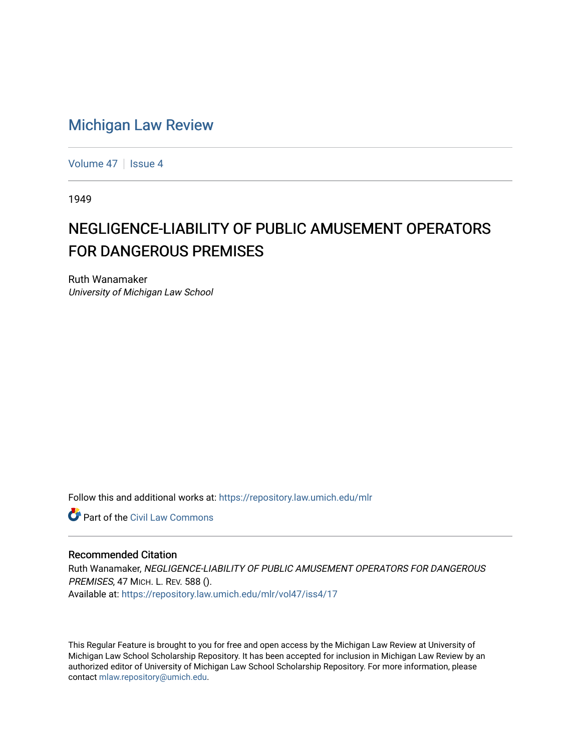# Michigan Law Review

Volume 47 | Issue 4

1949

## NEGLIGENCE-LIABILITY OF PUBLIC AMUSEMENT OPERATORS FOR DANGEROUS PREMISES

Ruth Wanamaker
*University of Michigan Law School*

Follow this and additional works at: https://repository.law.umich.edu/mlr

Part of the Civil Law Commons

### Recommended Citation

Ruth Wanamaker, *NEGLIGENCE-LIABILITY OF PUBLIC AMUSEMENT OPERATORS FOR DANGEROUS PREMISES*, 47 MICH. L. REV. 588 ().
Available at: https://repository.law.umich.edu/mlr/vol47/iss4/17

This Regular Feature is brought to you for free and open access by the Michigan Law Review at University of Michigan Law School Scholarship Repository. It has been accepted for inclusion in Michigan Law Review by an authorized editor of University of Michigan Law School Scholarship Repository. For more information, please contact mlaw.repository@umich.edu.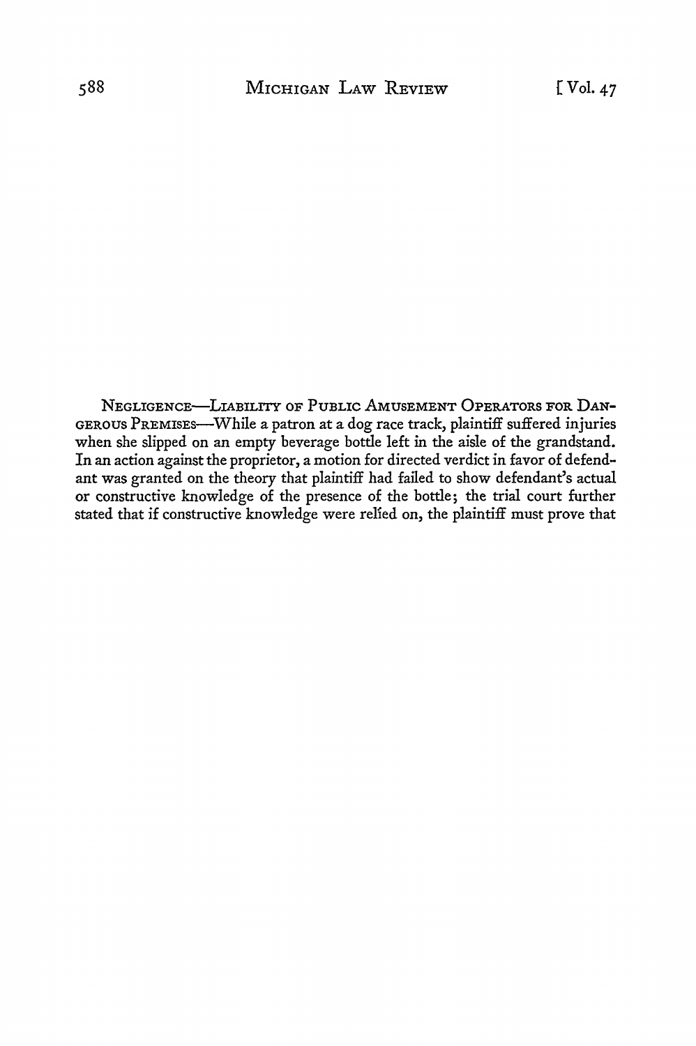NEGLIGENCE—LIABILITY OF PUBLIC AMUSEMENT OPERATORS FOR DANGEROUS PREMISES—While a patron at a dog race track, plaintiff suffered injuries when she slipped on an empty beverage bottle left in the aisle of the grandstand. In an action against the proprietor, a motion for directed verdict in favor of defendant was granted on the theory that plaintiff had failed to show defendant's actual or constructive knowledge of the presence of the bottle; the trial court further stated that if constructive knowledge were relied on, the plaintiff must prove that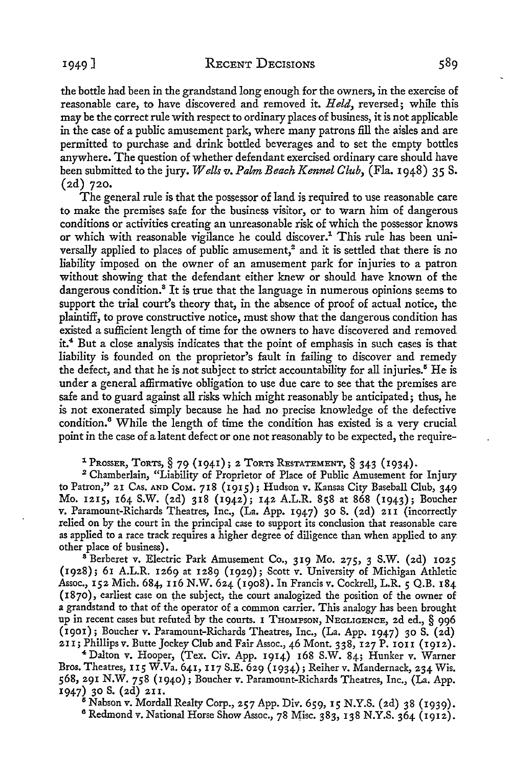the bottle had been in the grandstand long enough for the owners, in the exercise of reasonable care, to have discovered and removed it. *Held*, reversed; while this may be the correct rule with respect to ordinary places of business, it is not applicable in the case of a public amusement park, where many patrons fill the aisles and are permitted to purchase and drink bottled beverages and to set the empty bottles anywhere. The question of whether defendant exercised ordinary care should have been submitted to the jury. *Wells v. Palm Beach Kennel Club*, (Fla. 1948) 35 S. (2d) 720.

The general rule is that the possessor of land is required to use reasonable care to make the premises safe for the business visitor, or to warn him of dangerous conditions or activities creating an unreasonable risk of which the possessor knows or which with reasonable vigilance he could discover.[1] This rule has been universally applied to places of public amusement,[2] and it is settled that there is no liability imposed on the owner of an amusement park for injuries to a patron without showing that the defendant either knew or should have known of the dangerous condition.[3] It is true that the language in numerous opinions seems to support the trial court's theory that, in the absence of proof of actual notice, the plaintiff, to prove constructive notice, must show that the dangerous condition has existed a sufficient length of time for the owners to have discovered and removed it.[4] But a close analysis indicates that the point of emphasis in such cases is that liability is founded on the proprietor's fault in failing to discover and remedy the defect, and that he is not subject to strict accountability for all injuries.[5] He is under a general affirmative obligation to use due care to see that the premises are safe and to guard against all risks which might reasonably be anticipated; thus, he is not exonerated simply because he had no precise knowledge of the defective condition.[6] While the length of time the condition has existed is a very crucial point in the case of a latent defect or one not reasonably to be expected, the require-

[1] PROSSER, TORTS, § 79 (1941); 2 TORTS RESTATEMENT, § 343 (1934).

[2] Chamberlain, "Liability of Proprietor of Place of Public Amusement for Injury to Patron," 21 CAS. AND COM. 718 (1915); Hudson v. Kansas City Baseball Club, 349 Mo. 1215, 164 S.W. (2d) 318 (1942); 142 A.L.R. 858 at 868 (1943); Boucher v. Paramount-Richards Theatres, Inc., (La. App. 1947) 30 S. (2d) 211 (incorrectly relied on by the court in the principal case to support its conclusion that reasonable care as applied to a race track requires a higher degree of diligence than when applied to any other place of business).

[3] Berberet v. Electric Park Amusement Co., 319 Mo. 275, 3 S.W. (2d) 1025 (1928); 61 A.L.R. 1269 at 1289 (1929); Scott v. University of Michigan Athletic Assoc., 152 Mich. 684, 116 N.W. 624 (1908). In Francis v. Cockrell, L.R. 5 Q.B. 184 (1870), earliest case on the subject, the court analogized the position of the owner of a grandstand to that of the operator of a common carrier. This analogy has been brought up in recent cases but refuted by the courts. 1 THOMPSON, NEGLIGENCE, 2d ed., § 996 (1901); Boucher v. Paramount-Richards Theatres, Inc., (La. App. 1947) 30 S. (2d) 211; Phillips v. Butte Jockey Club and Fair Assoc., 46 Mont. 338, 127 P. 1011 (1912).

[4] Dalton v. Hooper, (Tex. Civ. App. 1914) 168 S.W. 84; Hunker v. Warner Bros. Theatres, 115 W.Va. 641, 117 S.E. 629 (1934); Reiher v. Mandernack, 234 Wis. 568, 291 N.W. 758 (1940); Boucher v. Paramount-Richards Theatres, Inc., (La. App. 1947) 30 S. (2d) 211.

[5] Nabson v. Mordall Realty Corp., 257 App. Div. 659, 15 N.Y.S. (2d) 38 (1939).

[6] Redmond v. National Horse Show Assoc., 78 Misc. 383, 138 N.Y.S. 364 (1912).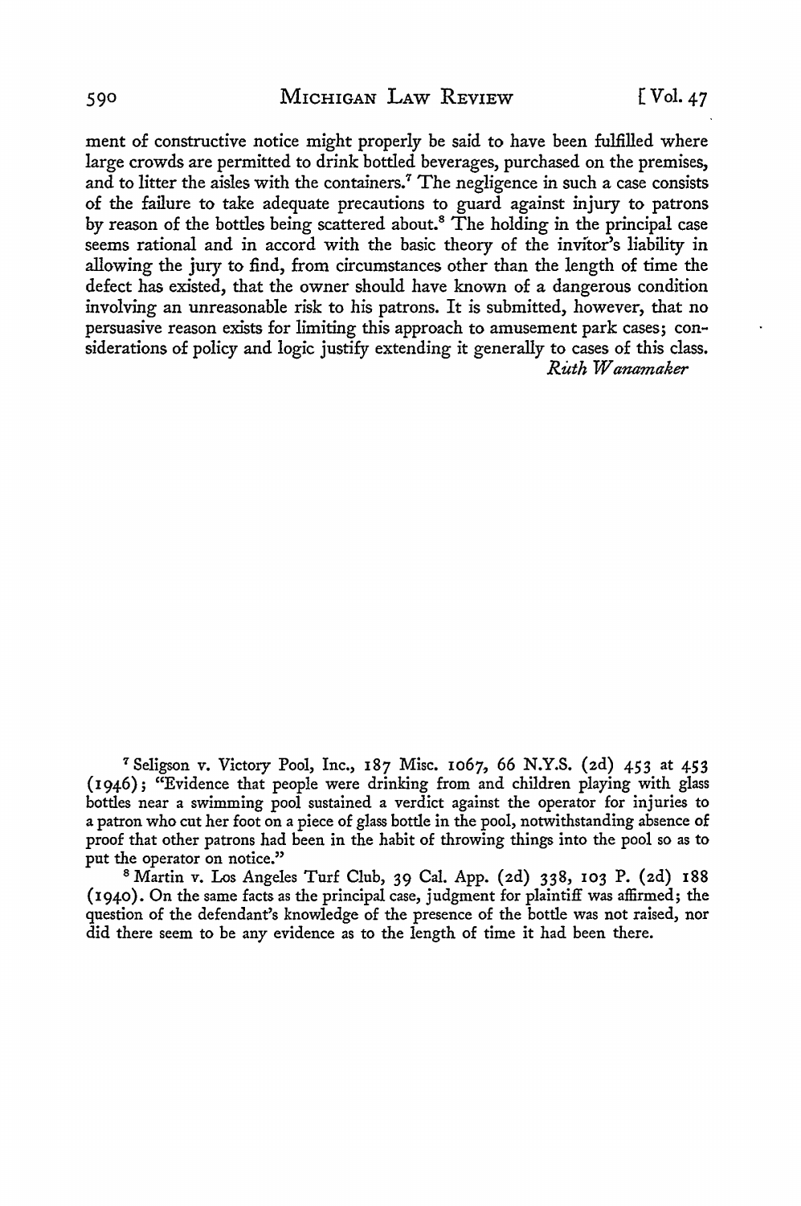ment of constructive notice might properly be said to have been fulfilled where large crowds are permitted to drink bottled beverages, purchased on the premises, and to litter the aisles with the containers.[7] The negligence in such a case consists of the failure to take adequate precautions to guard against injury to patrons by reason of the bottles being scattered about.[8] The holding in the principal case seems rational and in accord with the basic theory of the invitor's liability in allowing the jury to find, from circumstances other than the length of time the defect has existed, that the owner should have known of a dangerous condition involving an unreasonable risk to his patrons. It is submitted, however, that no persuasive reason exists for limiting this approach to amusement park cases; considerations of policy and logic justify extending it generally to cases of this class.

*Ruth Wanamaker*

---

[7] Seligson v. Victory Pool, Inc., 187 Misc. 1067, 66 N.Y.S. (2d) 453 at 453 (1946); "Evidence that people were drinking from and children playing with glass bottles near a swimming pool sustained a verdict against the operator for injuries to a patron who cut her foot on a piece of glass bottle in the pool, notwithstanding absence of proof that other patrons had been in the habit of throwing things into the pool so as to put the operator on notice."

[8] Martin v. Los Angeles Turf Club, 39 Cal. App. (2d) 338, 103 P. (2d) 188 (1940). On the same facts as the principal case, judgment for plaintiff was affirmed; the question of the defendant's knowledge of the presence of the bottle was not raised, nor did there seem to be any evidence as to the length of time it had been there.